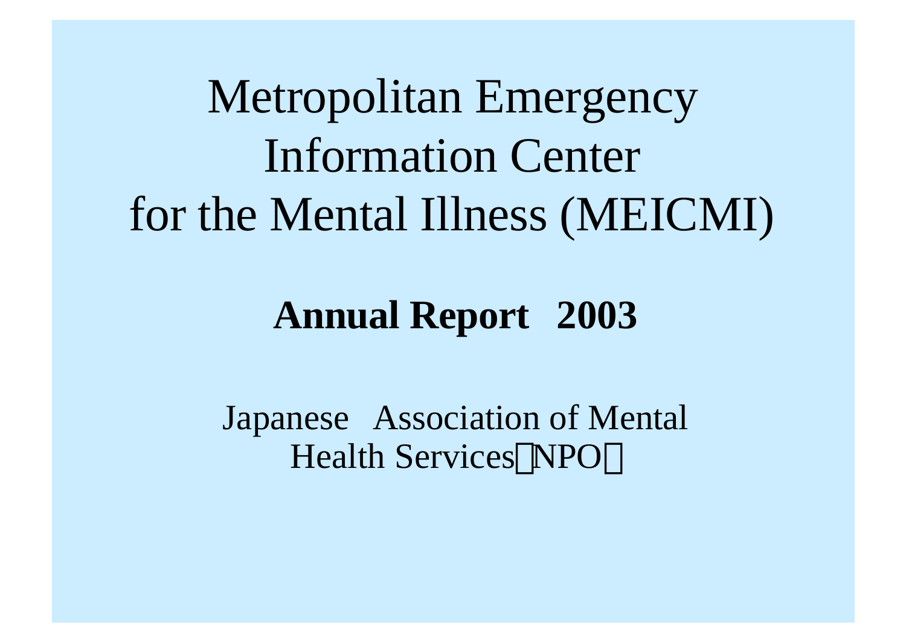# Metropolitan Emergency Information Center for the Mental Illness (MEICMI)

## Annual Report 2003

Japanese Association of Mental Health Services（NPO）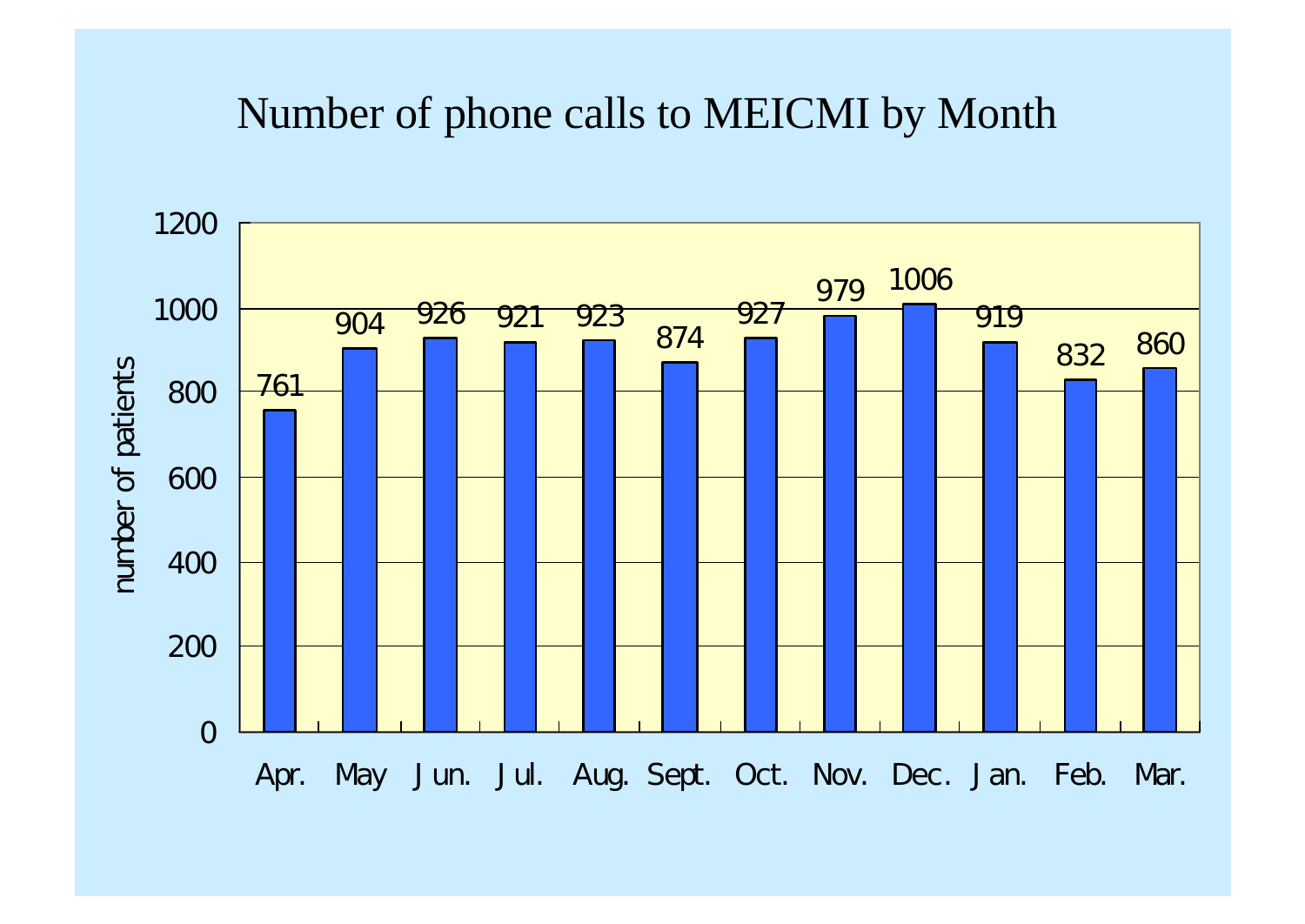# Number of phone calls to MEICMI by Month

| Month | number of patients |
| --- | --- |
| Apr. | 761 |
| May | 904 |
| Jun. | 926 |
| Jul. | 921 |
| Aug. | 923 |
| Sept. | 874 |
| Oct. | 927 |
| Nov. | 979 |
| Dec. | 1006 |
| Jan. | 919 |
| Feb. | 832 |
| Mar. | 860 |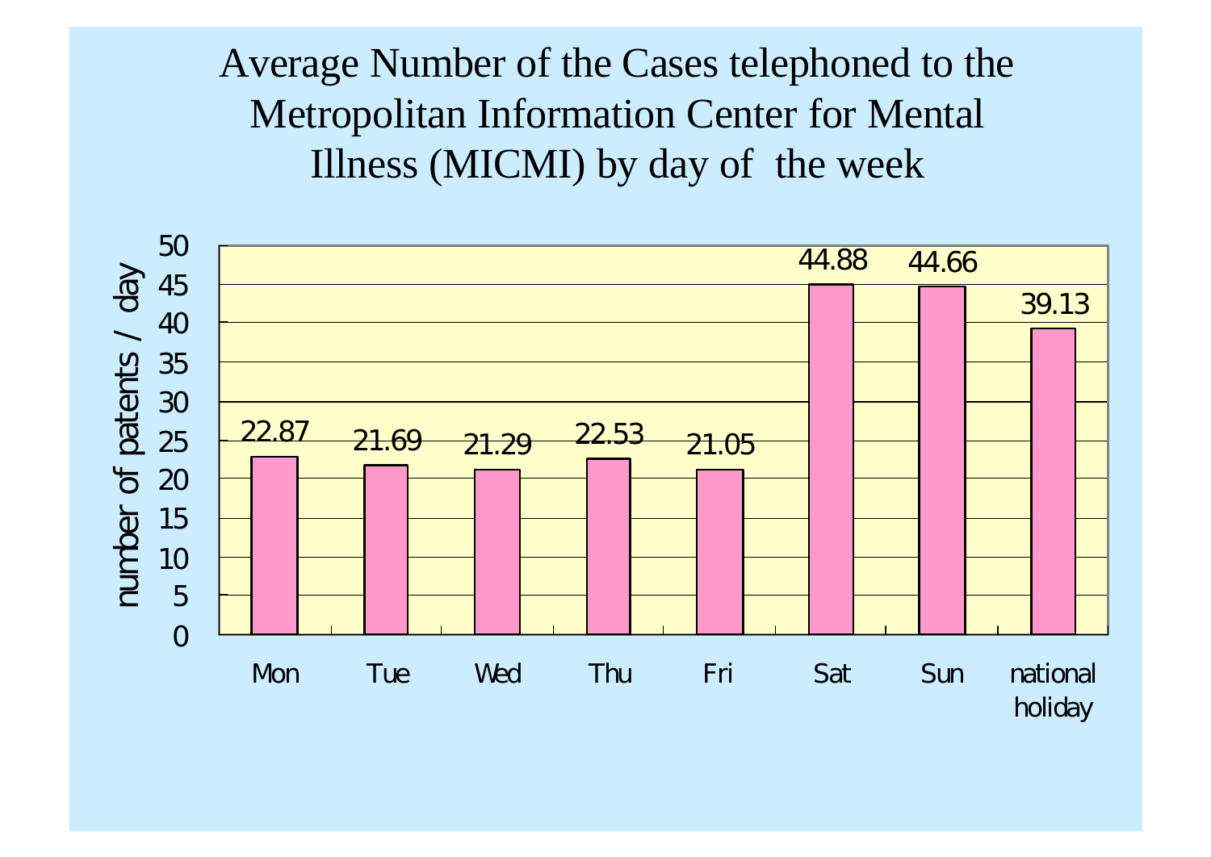# Average Number of the Cases telephoned to the Metropolitan Information Center for Mental Illness (MICMI) by day of the week

| Day | number of patents / day |
| --- | --- |
| Mon | 22.87 |
| Tue | 21.69 |
| Wed | 21.29 |
| Thu | 22.53 |
| Fri | 21.05 |
| Sat | 44.88 |
| Sun | 44.66 |
| national holiday | 39.13 |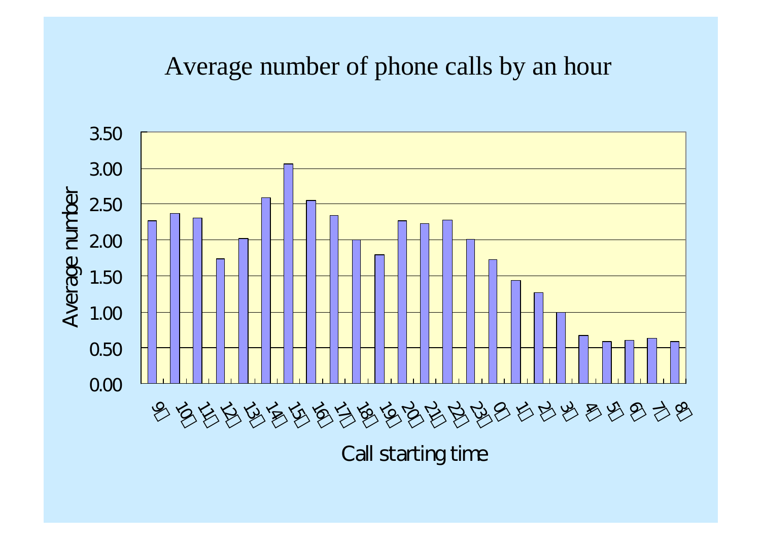# Average number of phone calls by an hour

| Call starting time | Average number |
|---|---|
| 9 | 2.27 |
| 10 | 2.37 |
| 11 | 2.31 |
| 12 | 1.74 |
| 13 | 2.02 |
| 14 | 2.59 |
| 15 | 3.06 |
| 16 | 2.55 |
| 17 | 2.34 |
| 18 | 2.00 |
| 19 | 1.80 |
| 20 | 2.27 |
| 21 | 2.23 |
| 22 | 2.28 |
| 23 | 2.01 |
| 0 | 1.73 |
| 1 | 1.44 |
| 2 | 1.27 |
| 3 | 1.00 |
| 4 | 0.68 |
| 5 | 0.59 |
| 6 | 0.61 |
| 7 | 0.64 |
| 8 | 0.59 |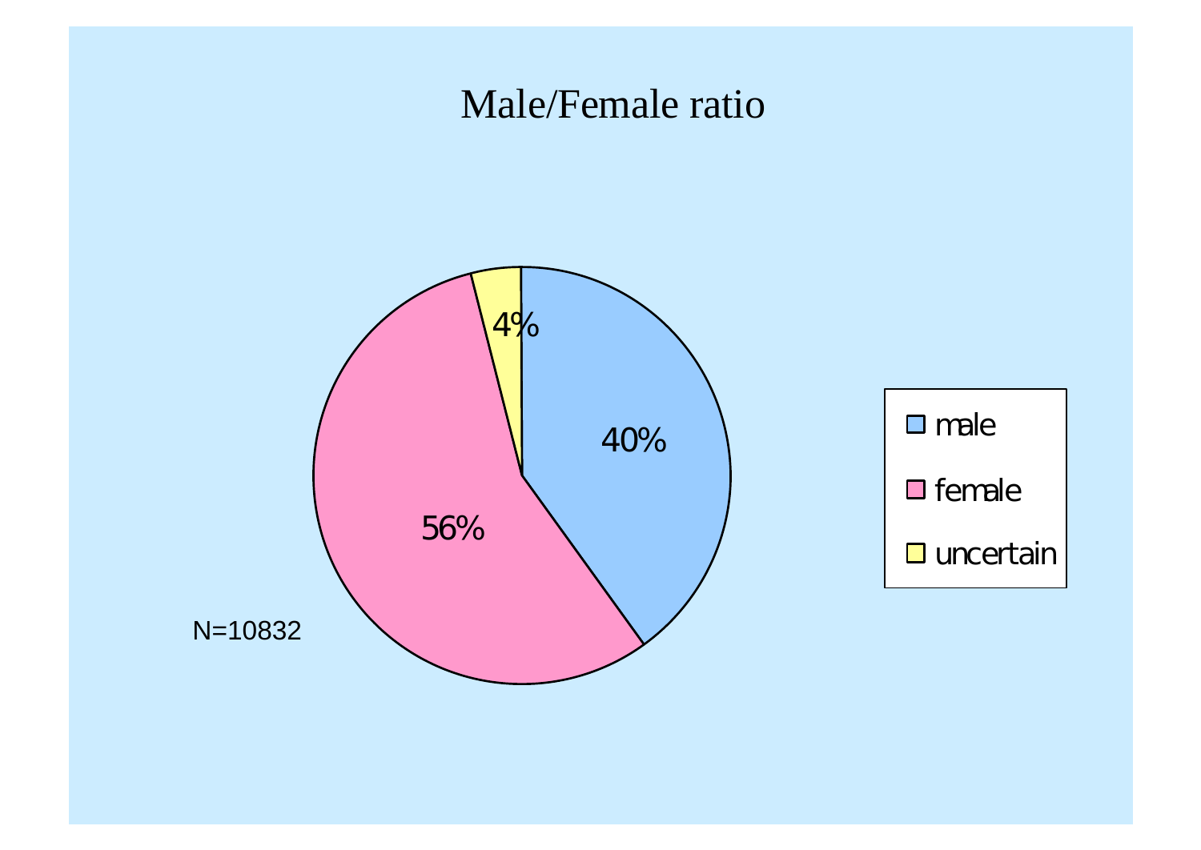# Male/Female ratio

| Category | Percentage |
| --- | --- |
| male | 40% |
| female | 56% |
| uncertain | 4% |

N=10832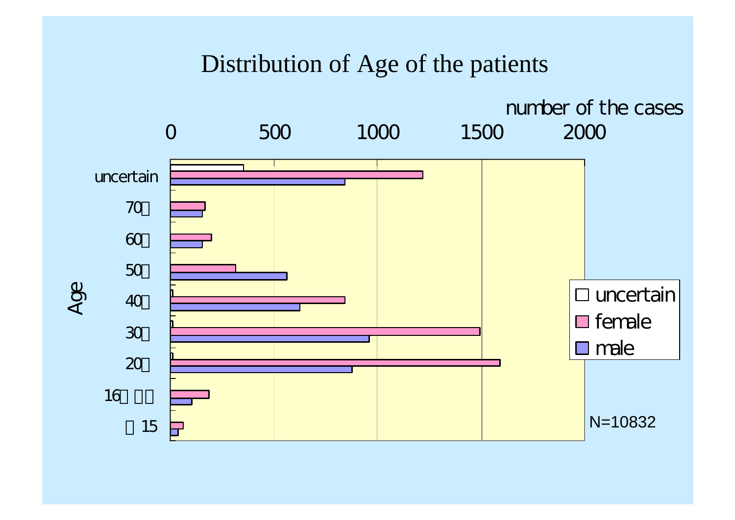# Distribution of Age of the patients

number of the cases

0 500 1000 1500 2000

Age

uncertain

70～

60～

50～

40～

30～

20～

16～ 19

～ 15

□ uncertain
■ female
■ male

N=10832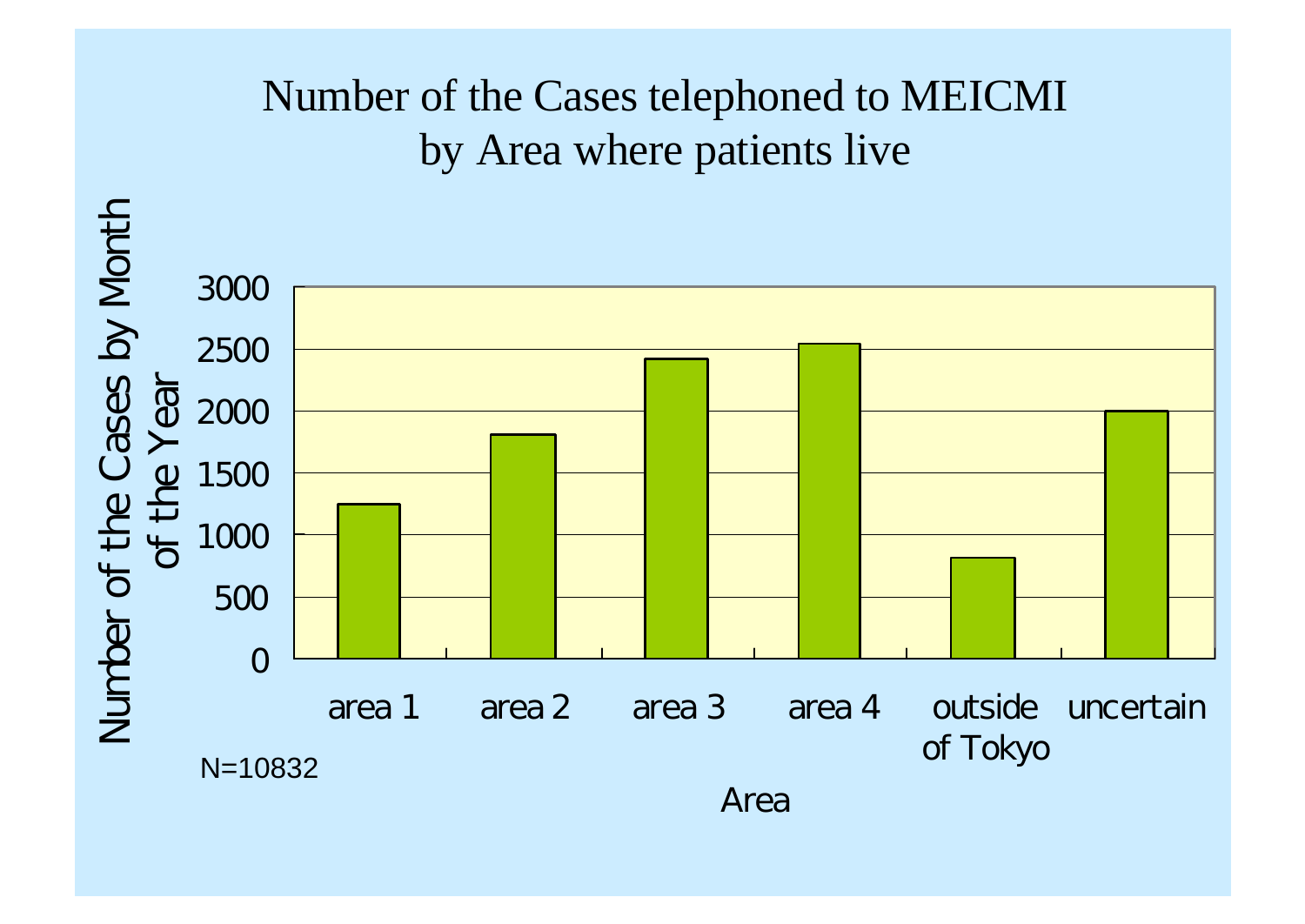# Number of the Cases telephoned to MEICMI by Area where patients live

Number of the Cases by Month of the Year

3000
2500
2000
1500
1000
500
0

area 1 | area 2 | area 3 | area 4 | outside of Tokyo | uncertain

N=10832

Area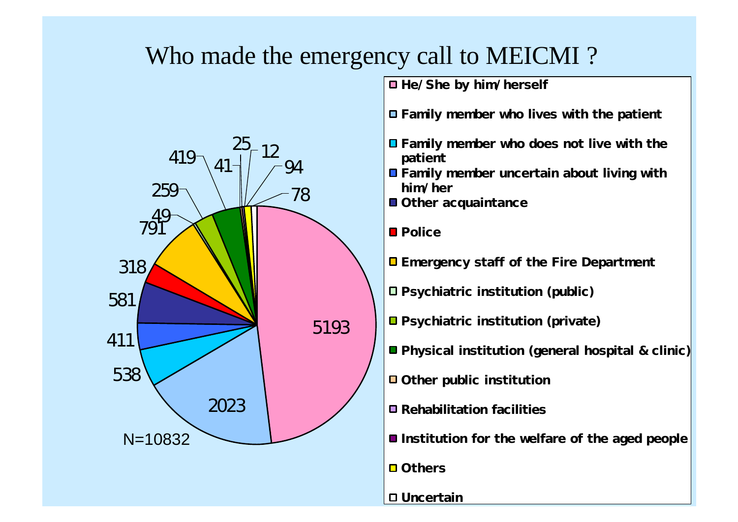# Who made the emergency call to MEICMI ?

| Caller | Number |
|---|---|
| He/She by him/herself | 5193 |
| Family member who lives with the patient | 2023 |
| Family member who does not live with the patient | 538 |
| Family member uncertain about living with him/her | 411 |
| Other acquaintance | 581 |
| Police | 318 |
| Emergency staff of the Fire Department | 791 |
| Psychiatric institution (public) | 49 |
| Psychiatric institution (private) | 259 |
| Physical institution (general hospital & clinic) | 419 |
| Other public institution | 41 |
| Rehabilitation facilities | 25 |
| Institution for the welfare of the aged people | 12 |
| Others | 94 |
| Uncertain | 78 |

N=10832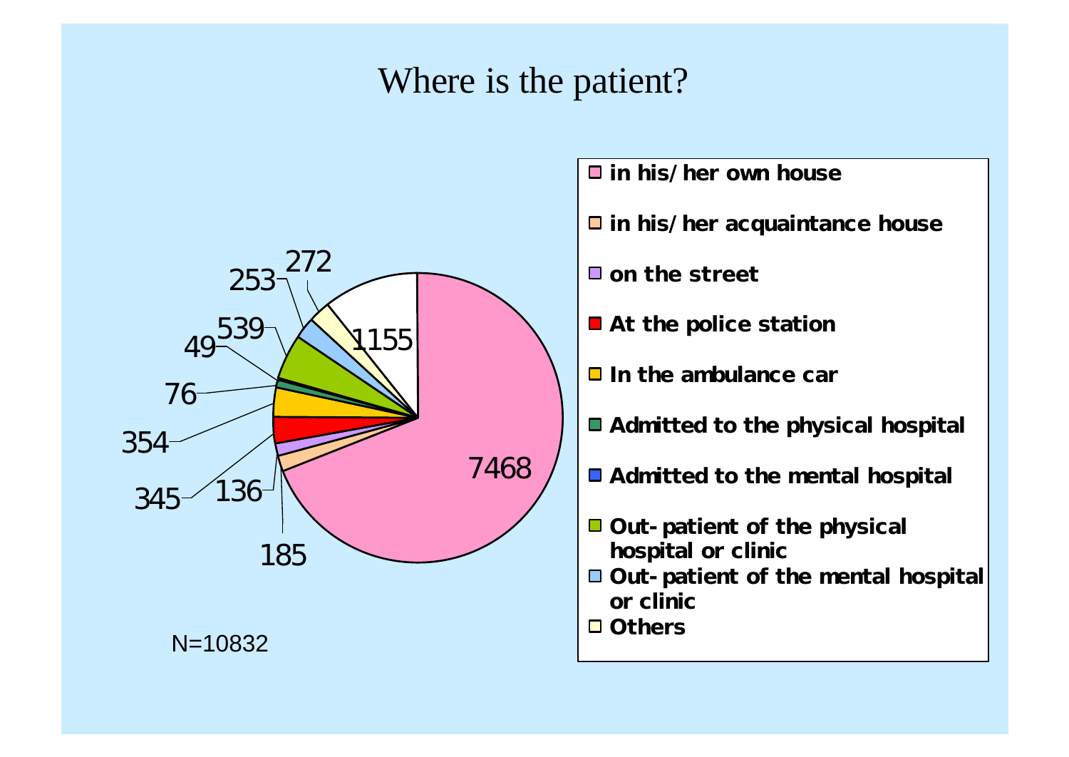# Where is the patient?

| Location | Count |
| --- | --- |
| in his/her own house | 7468 |
| in his/her acquaintance house | 185 |
| on the street | 136 |
| At the police station | 345 |
| In the ambulance car | 354 |
| Admitted to the physical hospital | 76 |
| Admitted to the mental hospital | 49 |
| Out-patient of the physical hospital or clinic | 539 |
| Out-patient of the mental hospital or clinic | 253 |
| Others | 272 |
| (unlabeled) | 1155 |

N=10832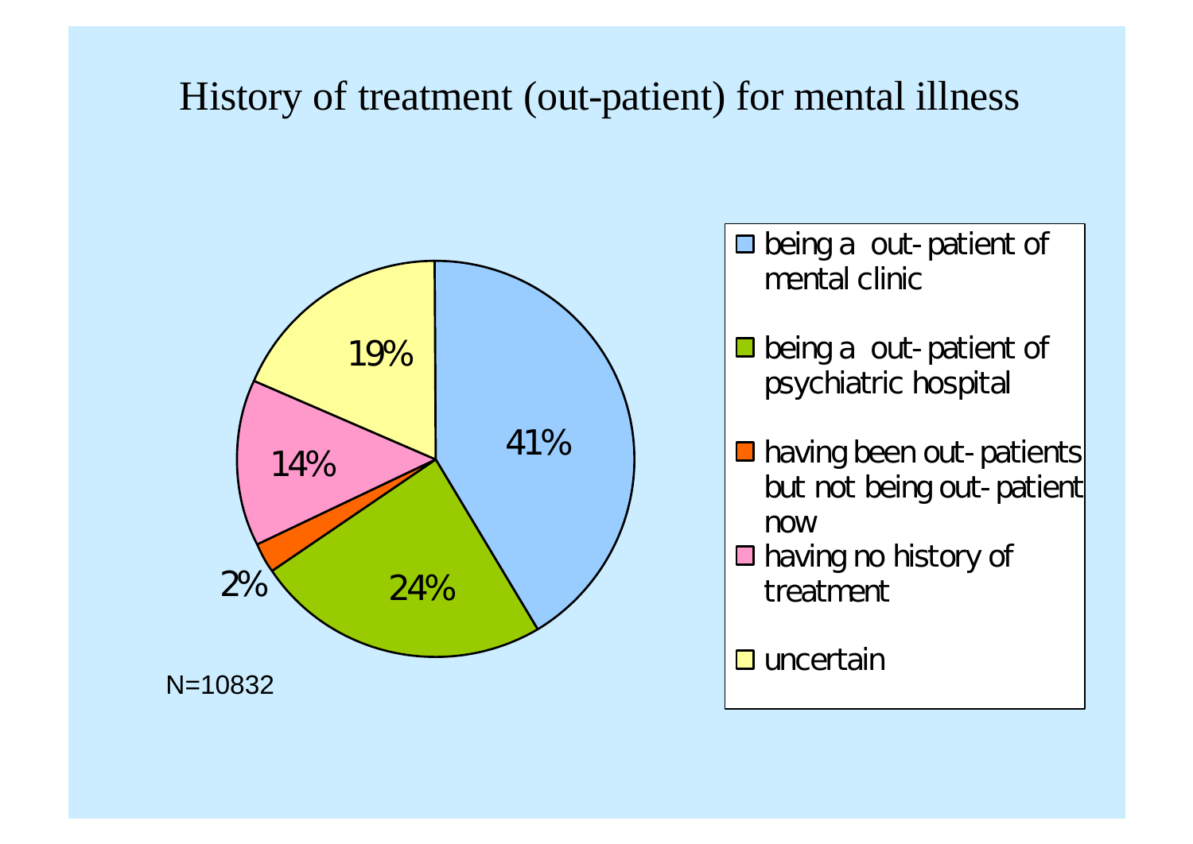# History of treatment (out-patient) for mental illness

| Category | Percentage |
| --- | --- |
| being a out-patient of mental clinic | 41% |
| being a out-patient of psychiatric hospital | 24% |
| having been out-patients but not being out-patient now | 2% |
| having no history of treatment | 14% |
| uncertain | 19% |

N=10832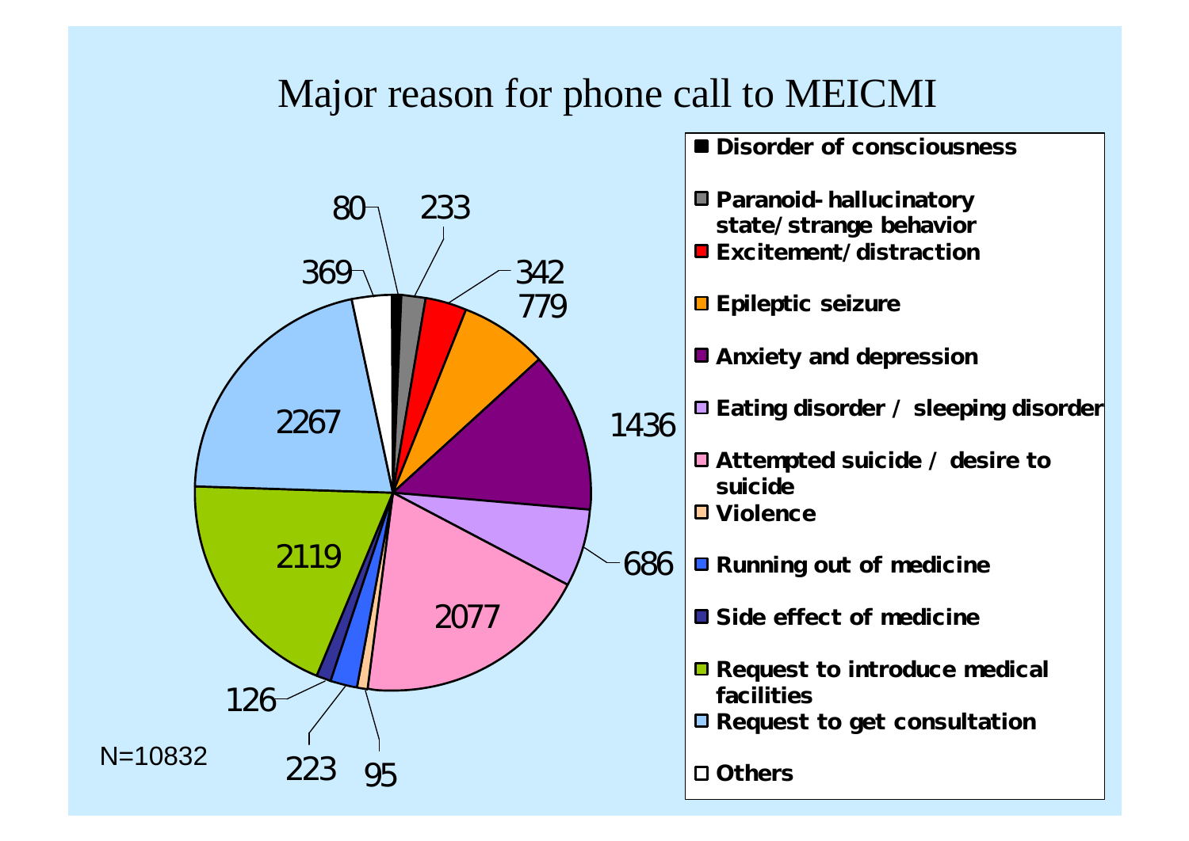# Major reason for phone call to MEICMI

| Reason | Number |
|---|---|
| Disorder of consciousness | 80 |
| Paranoid- hallucinatory state/strange behavior | 233 |
| Excitement/distraction | 342 |
| Epileptic seizure | 779 |
| Anxiety and depression | 1436 |
| Eating disorder / sleeping disorder | 686 |
| Attempted suicide / desire to suicide | 2077 |
| Violence | 95 |
| Running out of medicine | 223 |
| Side effect of medicine | 126 |
| Request to introduce medical facilities | 2119 |
| Request to get consultation | 2267 |
| Others | 369 |

N=10832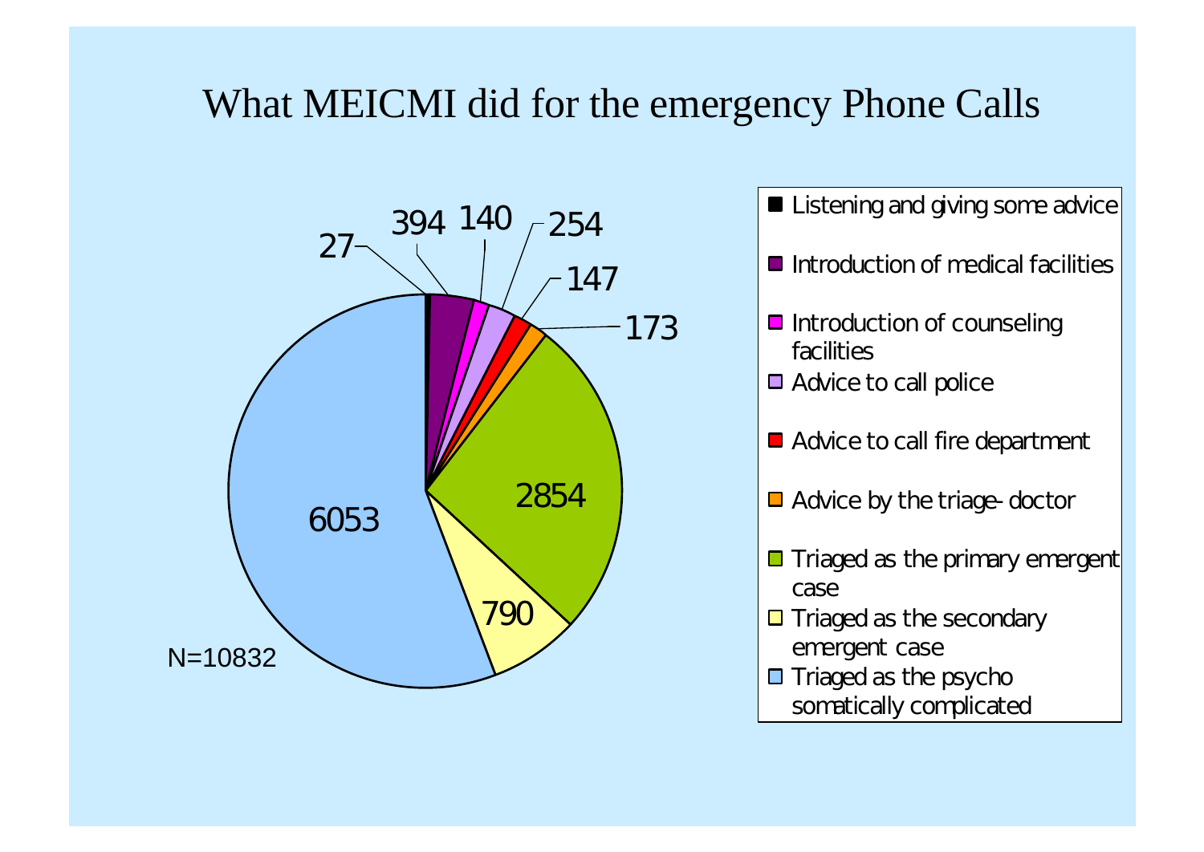# What MEICMI did for the emergency Phone Calls

N=10832

| Category | Count |
| --- | --- |
| Listening and giving some advice | 27 |
| Introduction of medical facilities | 394 |
| Introduction of counseling facilities | 140 |
| Advice to call police | 254 |
| Advice to call fire department | 147 |
| Advice by the triage- doctor | 173 |
| Triaged as the primary emergent case | 2854 |
| Triaged as the secondary emergent case | 790 |
| Triaged as the psycho somatically complicated | 6053 |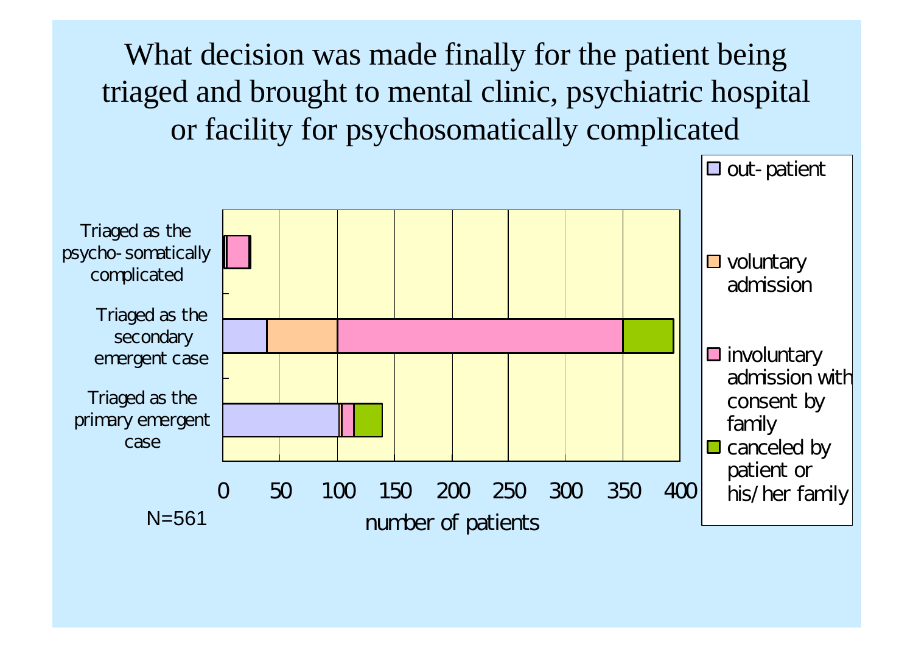# What decision was made finally for the patient being triaged and brought to mental clinic, psychiatric hospital or facility for psychosomatically complicated

Triaged as the psycho-somatically complicated

Triaged as the secondary emergent case

Triaged as the primary emergent case

0 50 100 150 200 250 300 350 400

number of patients

N=561

- out-patient
- voluntary admission
- involuntary admission with consent by family
- canceled by patient or his/her family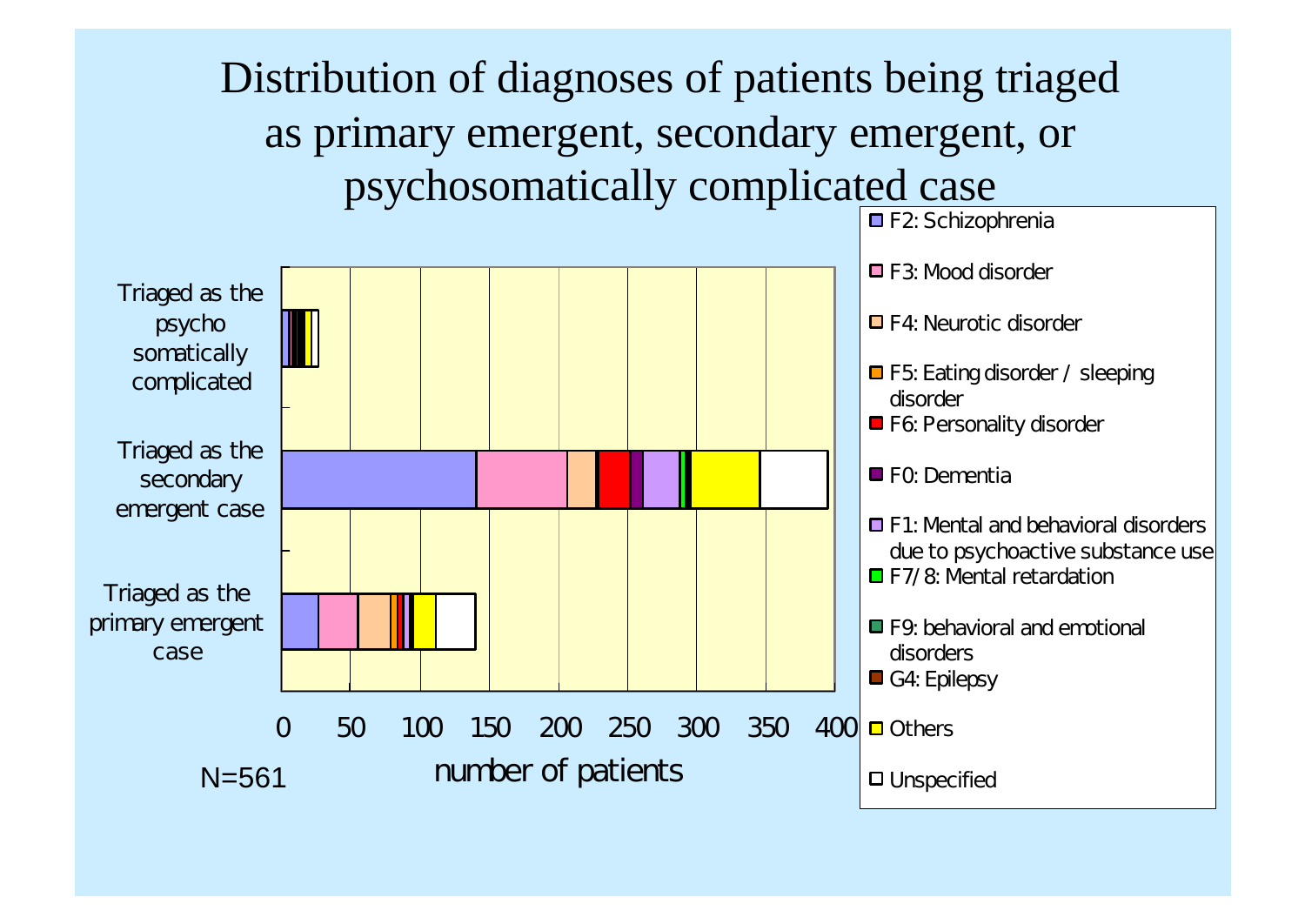# Distribution of diagnoses of patients being triaged as primary emergent, secondary emergent, or psychosomatically complicated case

Triaged as the psycho somatically complicated

Triaged as the secondary emergent case

Triaged as the primary emergent case

0 50 100 150 200 250 300 350 400

number of patients

N=561

- F2: Schizophrenia
- F3: Mood disorder
- F4: Neurotic disorder
- F5: Eating disorder / sleeping disorder
- F6: Personality disorder
- F0: Dementia
- F1: Mental and behavioral disorders due to psychoactive substance use
- F7/8: Mental retardation
- F9: behavioral and emotional disorders
- G4: Epilepsy
- Others
- Unspecified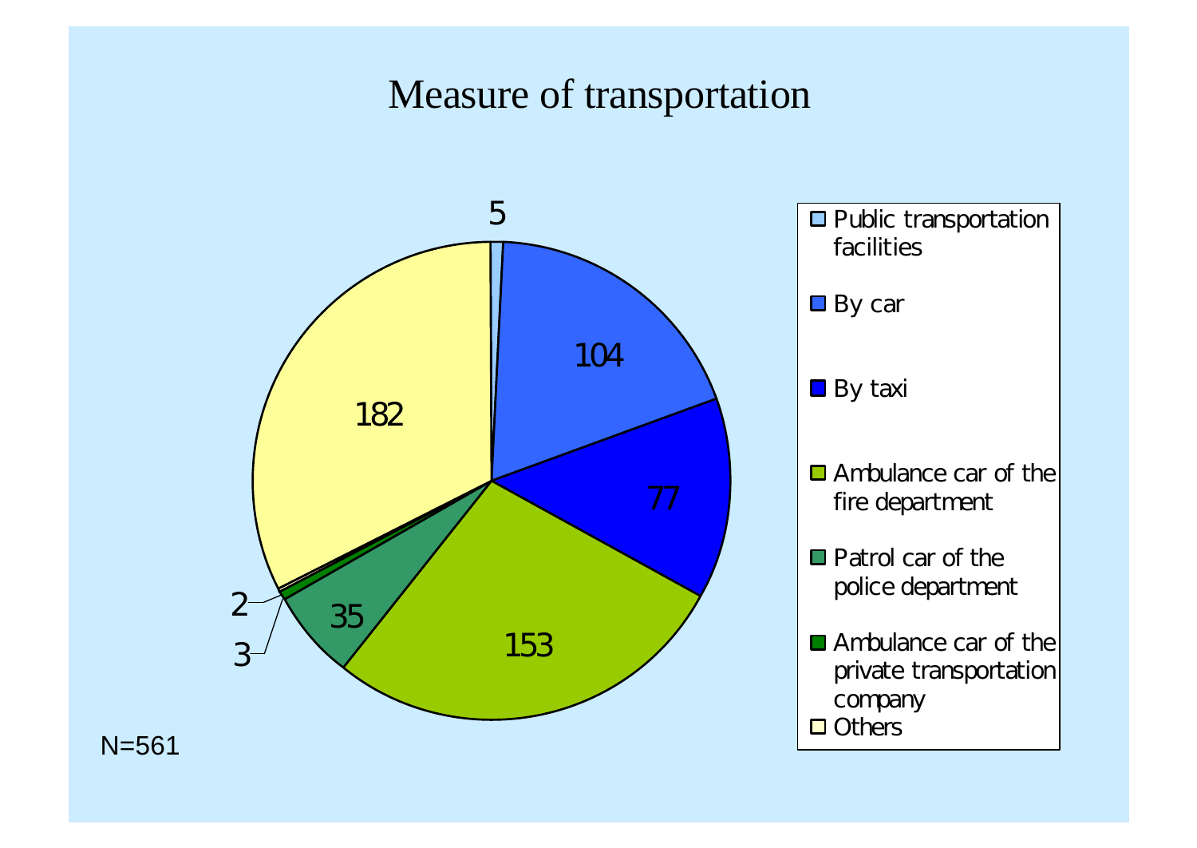# Measure of transportation

| Measure of transportation | Count |
|---|---|
| Public transportation facilities | 5 |
| By car | 104 |
| By taxi | 77 |
| Ambulance car of the fire department | 153 |
| Patrol car of the police department | 35 |
| Ambulance car of the private transportation company | 3 |
| Others | 182 |
| (unlabeled) | 2 |

N=561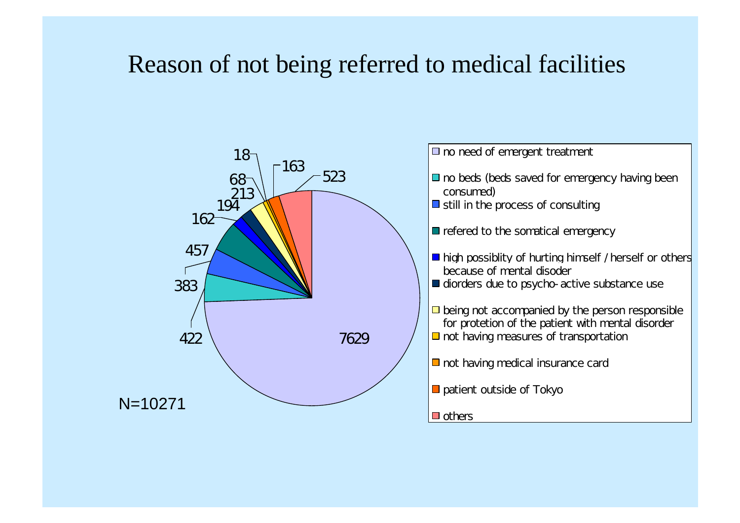# Reason of not being referred to medical facilities

18
163
523
68
213
194
162
457
383
422
7629

N=10271

- no need of emergent treatment
- no beds (beds saved for emergency having been consumed)
- still in the process of consulting
- refered to the somatical emergency
- high possiblity of hurting himself / herself or others because of mental disoder
- diorders due to psycho-active substance use
- being not accompanied by the person responsible for protetion of the patient with mental disorder
- not having measures of transportation
- not having medical insurance card
- patient outside of Tokyo
- others